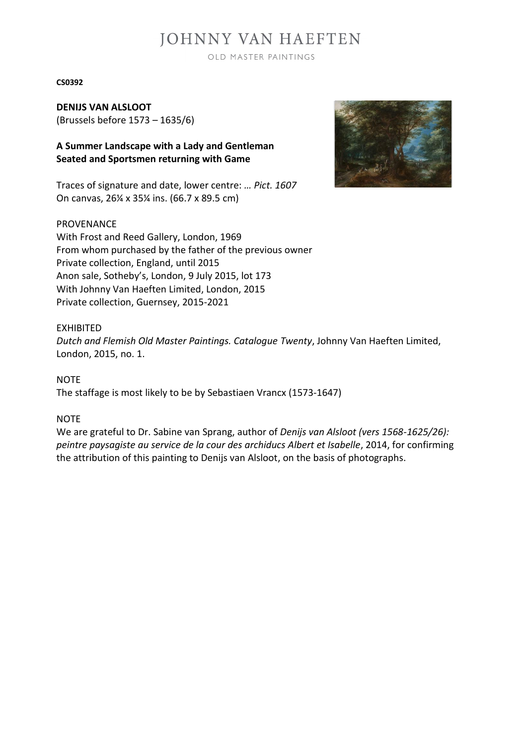# JOHNNY VAN HAEFTEN

OLD MASTER PAINTINGS

**CS0392**

**DENIJS VAN ALSLOOT**
(Brussels before 1573 – 1635/6)

**A Summer Landscape with a Lady and Gentleman Seated and Sportsmen returning with Game**

Traces of signature and date, lower centre: *… Pict. 1607*
On canvas, 26¼ x 35¼ ins. (66.7 x 89.5 cm)

PROVENANCE
With Frost and Reed Gallery, London, 1969
From whom purchased by the father of the previous owner
Private collection, England, until 2015
Anon sale, Sotheby's, London, 9 July 2015, lot 173
With Johnny Van Haeften Limited, London, 2015
Private collection, Guernsey, 2015-2021

EXHIBITED
*Dutch and Flemish Old Master Paintings. Catalogue Twenty*, Johnny Van Haeften Limited, London, 2015, no. 1.

NOTE
The staffage is most likely to be by Sebastiaen Vrancx (1573-1647)

NOTE
We are grateful to Dr. Sabine van Sprang, author of *Denijs van Alsloot (vers 1568-1625/26): peintre paysagiste au service de la cour des archiducs Albert et Isabelle*, 2014, for confirming the attribution of this painting to Denijs van Alsloot, on the basis of photographs.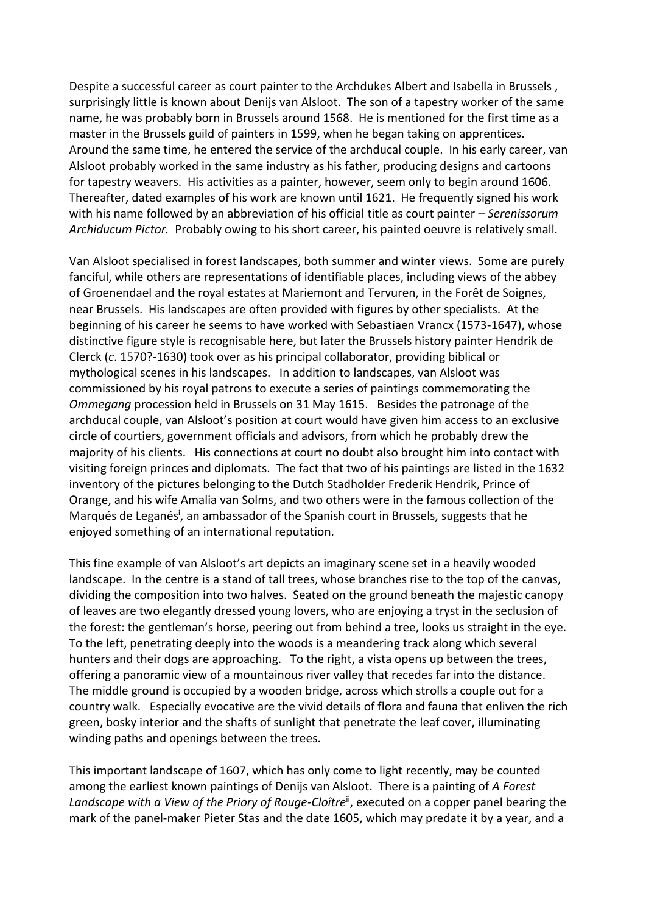Despite a successful career as court painter to the Archdukes Albert and Isabella in Brussels , surprisingly little is known about Denijs van Alsloot. The son of a tapestry worker of the same name, he was probably born in Brussels around 1568. He is mentioned for the first time as a master in the Brussels guild of painters in 1599, when he began taking on apprentices. Around the same time, he entered the service of the archducal couple. In his early career, van Alsloot probably worked in the same industry as his father, producing designs and cartoons for tapestry weavers. His activities as a painter, however, seem only to begin around 1606. Thereafter, dated examples of his work are known until 1621. He frequently signed his work with his name followed by an abbreviation of his official title as court painter – *Serenissorum Archiducum Pictor.* Probably owing to his short career, his painted oeuvre is relatively small.

Van Alsloot specialised in forest landscapes, both summer and winter views. Some are purely fanciful, while others are representations of identifiable places, including views of the abbey of Groenendael and the royal estates at Mariemont and Tervuren, in the Forêt de Soignes, near Brussels. His landscapes are often provided with figures by other specialists. At the beginning of his career he seems to have worked with Sebastiaen Vrancx (1573-1647), whose distinctive figure style is recognisable here, but later the Brussels history painter Hendrik de Clerck (*c*. 1570?-1630) took over as his principal collaborator, providing biblical or mythological scenes in his landscapes. In addition to landscapes, van Alsloot was commissioned by his royal patrons to execute a series of paintings commemorating the *Ommegang* procession held in Brussels on 31 May 1615. Besides the patronage of the archducal couple, van Alsloot's position at court would have given him access to an exclusive circle of courtiers, government officials and advisors, from which he probably drew the majority of his clients. His connections at court no doubt also brought him into contact with visiting foreign princes and diplomats. The fact that two of his paintings are listed in the 1632 inventory of the pictures belonging to the Dutch Stadholder Frederik Hendrik, Prince of Orange, and his wife Amalia van Solms, and two others were in the famous collection of the Marqués de Leganés[i], an ambassador of the Spanish court in Brussels, suggests that he enjoyed something of an international reputation.

This fine example of van Alsloot's art depicts an imaginary scene set in a heavily wooded landscape. In the centre is a stand of tall trees, whose branches rise to the top of the canvas, dividing the composition into two halves. Seated on the ground beneath the majestic canopy of leaves are two elegantly dressed young lovers, who are enjoying a tryst in the seclusion of the forest: the gentleman's horse, peering out from behind a tree, looks us straight in the eye. To the left, penetrating deeply into the woods is a meandering track along which several hunters and their dogs are approaching. To the right, a vista opens up between the trees, offering a panoramic view of a mountainous river valley that recedes far into the distance. The middle ground is occupied by a wooden bridge, across which strolls a couple out for a country walk. Especially evocative are the vivid details of flora and fauna that enliven the rich green, bosky interior and the shafts of sunlight that penetrate the leaf cover, illuminating winding paths and openings between the trees.

This important landscape of 1607, which has only come to light recently, may be counted among the earliest known paintings of Denijs van Alsloot. There is a painting of *A Forest Landscape with a View of the Priory of Rouge-Cloître*[ii], executed on a copper panel bearing the mark of the panel-maker Pieter Stas and the date 1605, which may predate it by a year, and a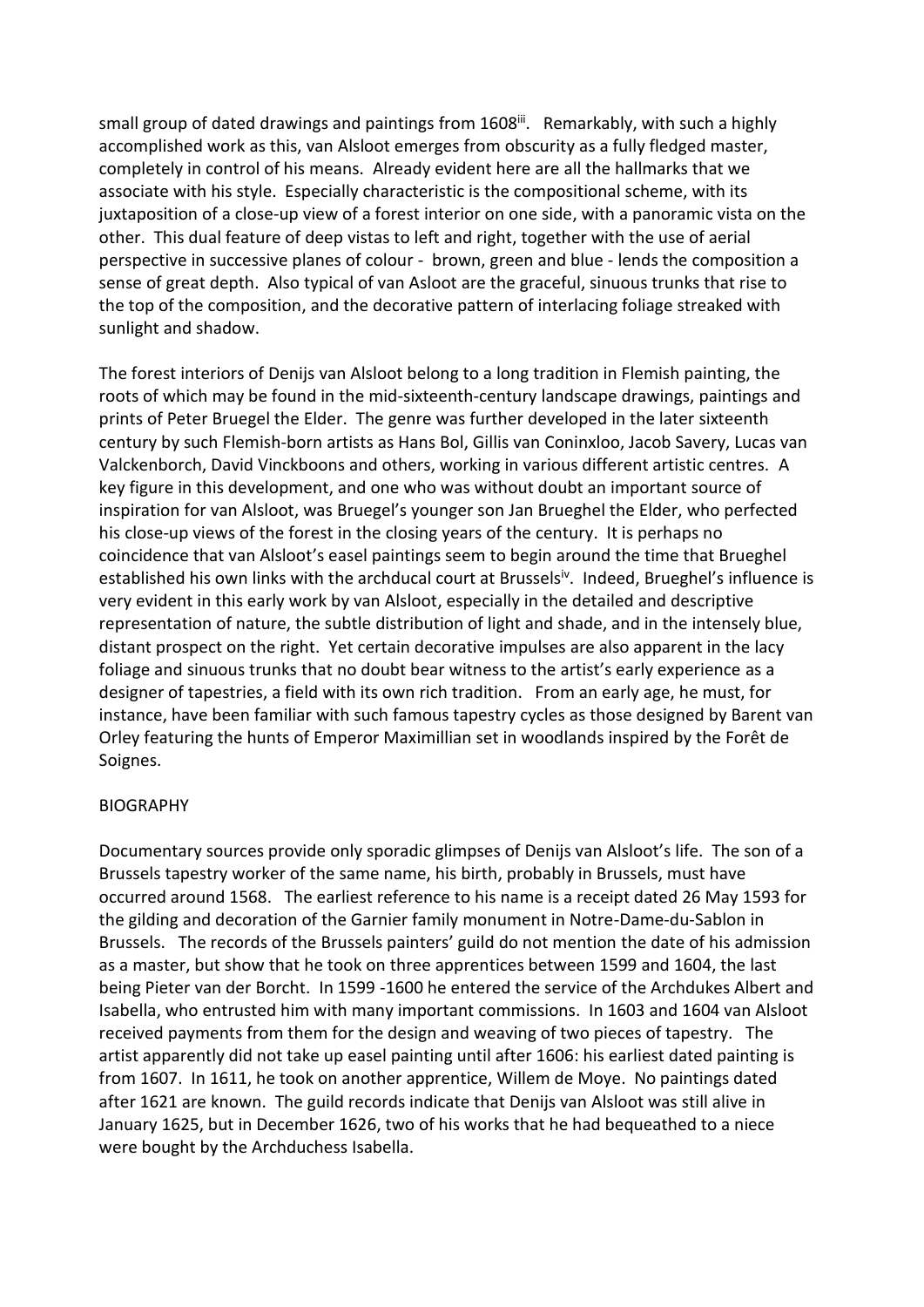small group of dated drawings and paintings from 1608[iii]. Remarkably, with such a highly accomplished work as this, van Alsloot emerges from obscurity as a fully fledged master, completely in control of his means. Already evident here are all the hallmarks that we associate with his style. Especially characteristic is the compositional scheme, with its juxtaposition of a close-up view of a forest interior on one side, with a panoramic vista on the other. This dual feature of deep vistas to left and right, together with the use of aerial perspective in successive planes of colour - brown, green and blue - lends the composition a sense of great depth. Also typical of van Asloot are the graceful, sinuous trunks that rise to the top of the composition, and the decorative pattern of interlacing foliage streaked with sunlight and shadow.

The forest interiors of Denijs van Alsloot belong to a long tradition in Flemish painting, the roots of which may be found in the mid-sixteenth-century landscape drawings, paintings and prints of Peter Bruegel the Elder. The genre was further developed in the later sixteenth century by such Flemish-born artists as Hans Bol, Gillis van Coninxloo, Jacob Savery, Lucas van Valckenborch, David Vinckboons and others, working in various different artistic centres. A key figure in this development, and one who was without doubt an important source of inspiration for van Alsloot, was Bruegel's younger son Jan Brueghel the Elder, who perfected his close-up views of the forest in the closing years of the century. It is perhaps no coincidence that van Alsloot's easel paintings seem to begin around the time that Brueghel established his own links with the archducal court at Brussels[iv]. Indeed, Brueghel's influence is very evident in this early work by van Alsloot, especially in the detailed and descriptive representation of nature, the subtle distribution of light and shade, and in the intensely blue, distant prospect on the right. Yet certain decorative impulses are also apparent in the lacy foliage and sinuous trunks that no doubt bear witness to the artist's early experience as a designer of tapestries, a field with its own rich tradition. From an early age, he must, for instance, have been familiar with such famous tapestry cycles as those designed by Barent van Orley featuring the hunts of Emperor Maximillian set in woodlands inspired by the Forêt de Soignes.

BIOGRAPHY

Documentary sources provide only sporadic glimpses of Denijs van Alsloot's life. The son of a Brussels tapestry worker of the same name, his birth, probably in Brussels, must have occurred around 1568. The earliest reference to his name is a receipt dated 26 May 1593 for the gilding and decoration of the Garnier family monument in Notre-Dame-du-Sablon in Brussels. The records of the Brussels painters' guild do not mention the date of his admission as a master, but show that he took on three apprentices between 1599 and 1604, the last being Pieter van der Borcht. In 1599 -1600 he entered the service of the Archdukes Albert and Isabella, who entrusted him with many important commissions. In 1603 and 1604 van Alsloot received payments from them for the design and weaving of two pieces of tapestry. The artist apparently did not take up easel painting until after 1606: his earliest dated painting is from 1607. In 1611, he took on another apprentice, Willem de Moye. No paintings dated after 1621 are known. The guild records indicate that Denijs van Alsloot was still alive in January 1625, but in December 1626, two of his works that he had bequeathed to a niece were bought by the Archduchess Isabella.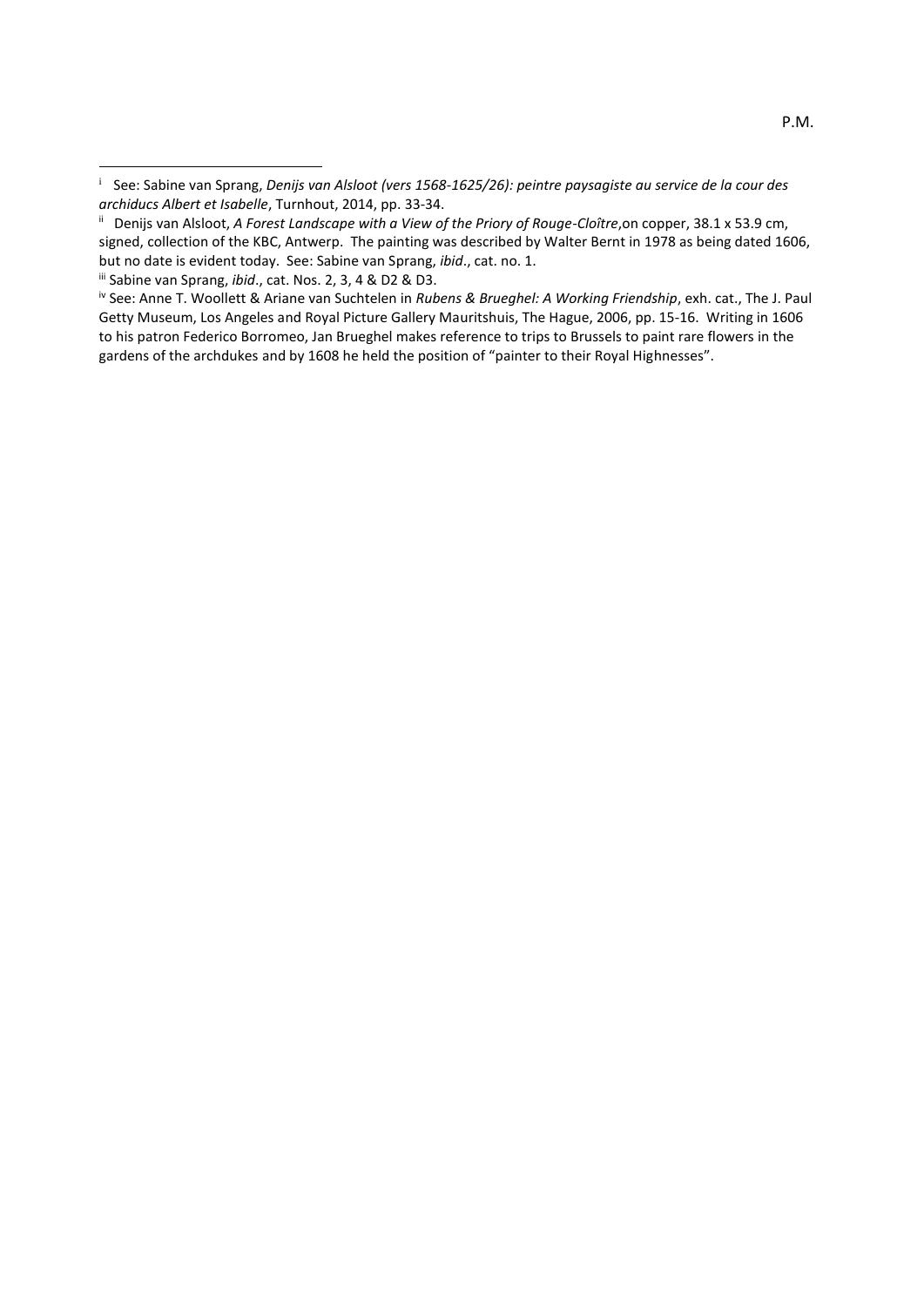P.M.

---

[i] See: Sabine van Sprang, *Denijs van Alsloot (vers 1568-1625/26): peintre paysagiste au service de la cour des archiducs Albert et Isabelle*, Turnhout, 2014, pp. 33-34.

[ii] Denijs van Alsloot, *A Forest Landscape with a View of the Priory of Rouge-Cloître*,on copper, 38.1 x 53.9 cm, signed, collection of the KBC, Antwerp. The painting was described by Walter Bernt in 1978 as being dated 1606, but no date is evident today. See: Sabine van Sprang, *ibid*., cat. no. 1.

[iii] Sabine van Sprang, *ibid*., cat. Nos. 2, 3, 4 & D2 & D3.

[iv] See: Anne T. Woollett & Ariane van Suchtelen in *Rubens & Brueghel: A Working Friendship*, exh. cat., The J. Paul Getty Museum, Los Angeles and Royal Picture Gallery Mauritshuis, The Hague, 2006, pp. 15-16. Writing in 1606 to his patron Federico Borromeo, Jan Brueghel makes reference to trips to Brussels to paint rare flowers in the gardens of the archdukes and by 1608 he held the position of "painter to their Royal Highnesses".